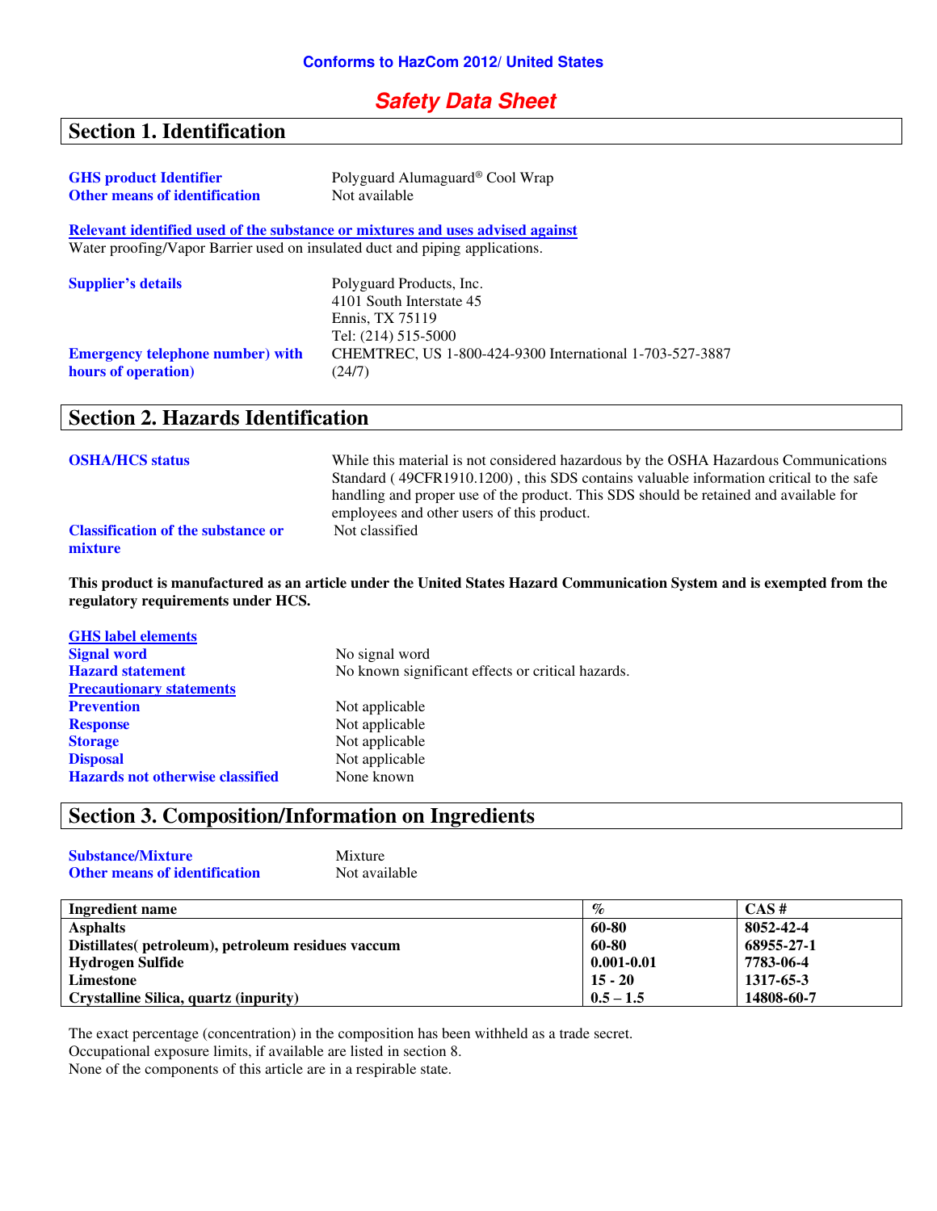**Conforms to HazCom 2012/ United States**

# *Safety Data Sheet*

## Section 1. Identification

**GHS product Identifier** Polyguard Alumaguard® Cool Wrap
**Other means of identification** Not available

**Relevant identified used of the substance or mixtures and uses advised against**
Water proofing/Vapor Barrier used on insulated duct and piping applications.

**Supplier's details** Polyguard Products, Inc.
4101 South Interstate 45
Ennis, TX 75119
Tel: (214) 515-5000

**Emergency telephone number) with hours of operation)** CHEMTREC, US 1-800-424-9300 International 1-703-527-3887 (24/7)

## Section 2. Hazards Identification

**OSHA/HCS status** While this material is not considered hazardous by the OSHA Hazardous Communications Standard ( 49CFR1910.1200) , this SDS contains valuable information critical to the safe handling and proper use of the product. This SDS should be retained and available for employees and other users of this product.

**Classification of the substance or mixture** Not classified

**This product is manufactured as an article under the United States Hazard Communication System and is exempted from the regulatory requirements under HCS.**

**GHS label elements**
**Signal word** No signal word
**Hazard statement** No known significant effects or critical hazards.
**Precautionary statements**
**Prevention** Not applicable
**Response** Not applicable
**Storage** Not applicable
**Disposal** Not applicable
**Hazards not otherwise classified** None known

## Section 3. Composition/Information on Ingredients

**Substance/Mixture** Mixture
**Other means of identification** Not available

| Ingredient name | % | CAS # |
|---|---|---|
| **Asphalts** | **60-80** | **8052-42-4** |
| **Distillates( petroleum), petroleum residues vaccum** | **60-80** | **68955-27-1** |
| **Hydrogen Sulfide** | **0.001-0.01** | **7783-06-4** |
| **Limestone** | **15 - 20** | **1317-65-3** |
| **Crystalline Silica, quartz (inpurity)** | **0.5 – 1.5** | **14808-60-7** |

The exact percentage (concentration) in the composition has been withheld as a trade secret.
Occupational exposure limits, if available are listed in section 8.
None of the components of this article are in a respirable state.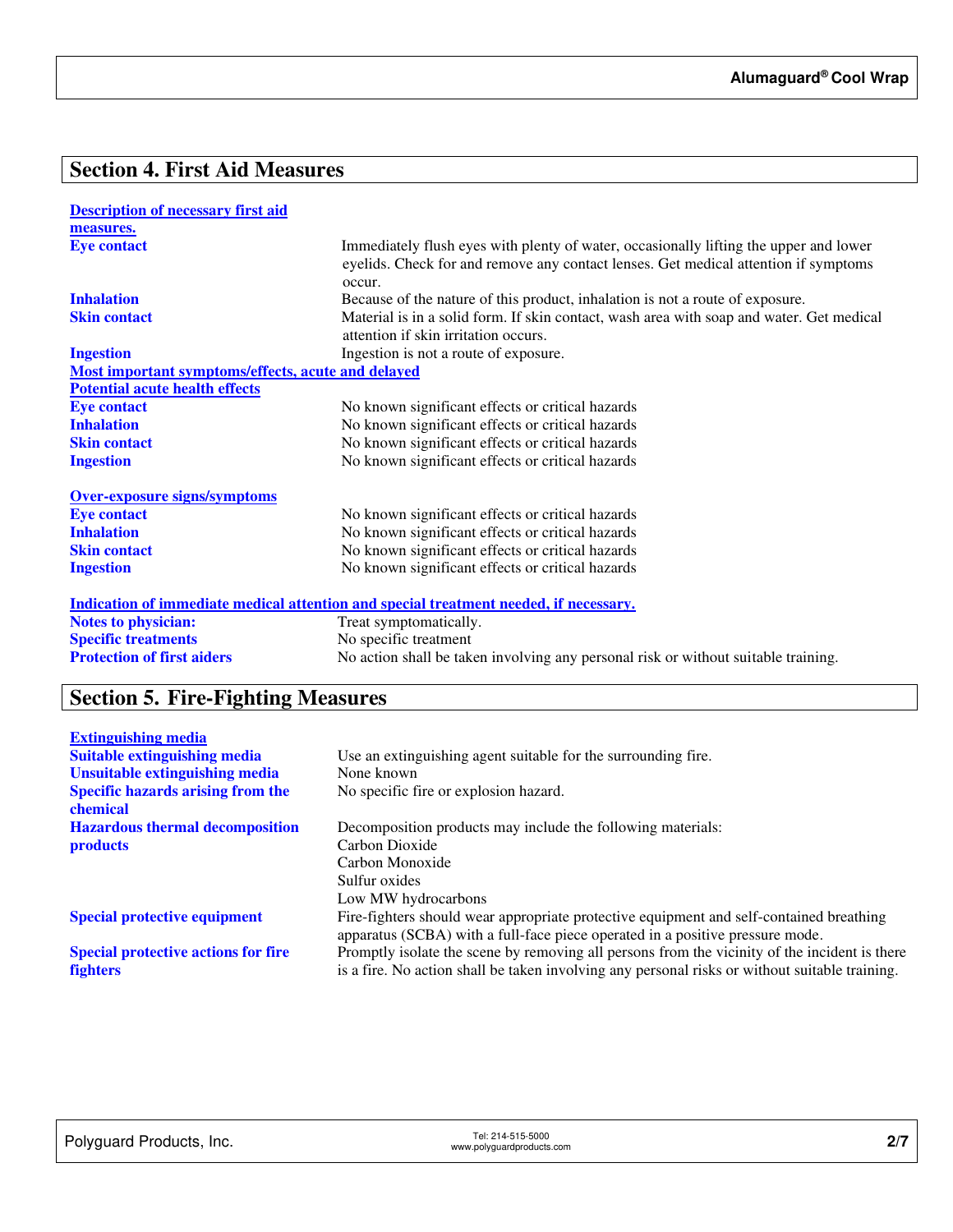## Section 4. First Aid Measures

| | |
|---|---|
| **Description of necessary first aid measures.** | |
| **Eye contact** | Immediately flush eyes with plenty of water, occasionally lifting the upper and lower eyelids. Check for and remove any contact lenses. Get medical attention if symptoms occur. |
| **Inhalation** | Because of the nature of this product, inhalation is not a route of exposure. |
| **Skin contact** | Material is in a solid form. If skin contact, wash area with soap and water. Get medical attention if skin irritation occurs. |
| **Ingestion** | Ingestion is not a route of exposure. |

**Most important symptoms/effects, acute and delayed**

| | |
|---|---|
| **Potential acute health effects** | |
| **Eye contact** | No known significant effects or critical hazards |
| **Inhalation** | No known significant effects or critical hazards |
| **Skin contact** | No known significant effects or critical hazards |
| **Ingestion** | No known significant effects or critical hazards |

| | |
|---|---|
| **Over-exposure signs/symptoms** | |
| **Eye contact** | No known significant effects or critical hazards |
| **Inhalation** | No known significant effects or critical hazards |
| **Skin contact** | No known significant effects or critical hazards |
| **Ingestion** | No known significant effects or critical hazards |

**Indication of immediate medical attention and special treatment needed, if necessary.**

| | |
|---|---|
| **Notes to physician:** | Treat symptomatically. |
| **Specific treatments** | No specific treatment |
| **Protection of first aiders** | No action shall be taken involving any personal risk or without suitable training. |

## Section 5. Fire-Fighting Measures

| | |
|---|---|
| **Extinguishing media** | |
| **Suitable extinguishing media** | Use an extinguishing agent suitable for the surrounding fire. |
| **Unsuitable extinguishing media** | None known |
| **Specific hazards arising from the chemical** | No specific fire or explosion hazard. |
| **Hazardous thermal decomposition products** | Decomposition products may include the following materials:<br>Carbon Dioxide<br>Carbon Monoxide<br>Sulfur oxides<br>Low MW hydrocarbons |
| **Special protective equipment** | Fire-fighters should wear appropriate protective equipment and self-contained breathing apparatus (SCBA) with a full-face piece operated in a positive pressure mode. |
| **Special protective actions for fire fighters** | Promptly isolate the scene by removing all persons from the vicinity of the incident is there is a fire. No action shall be taken involving any personal risks or without suitable training. |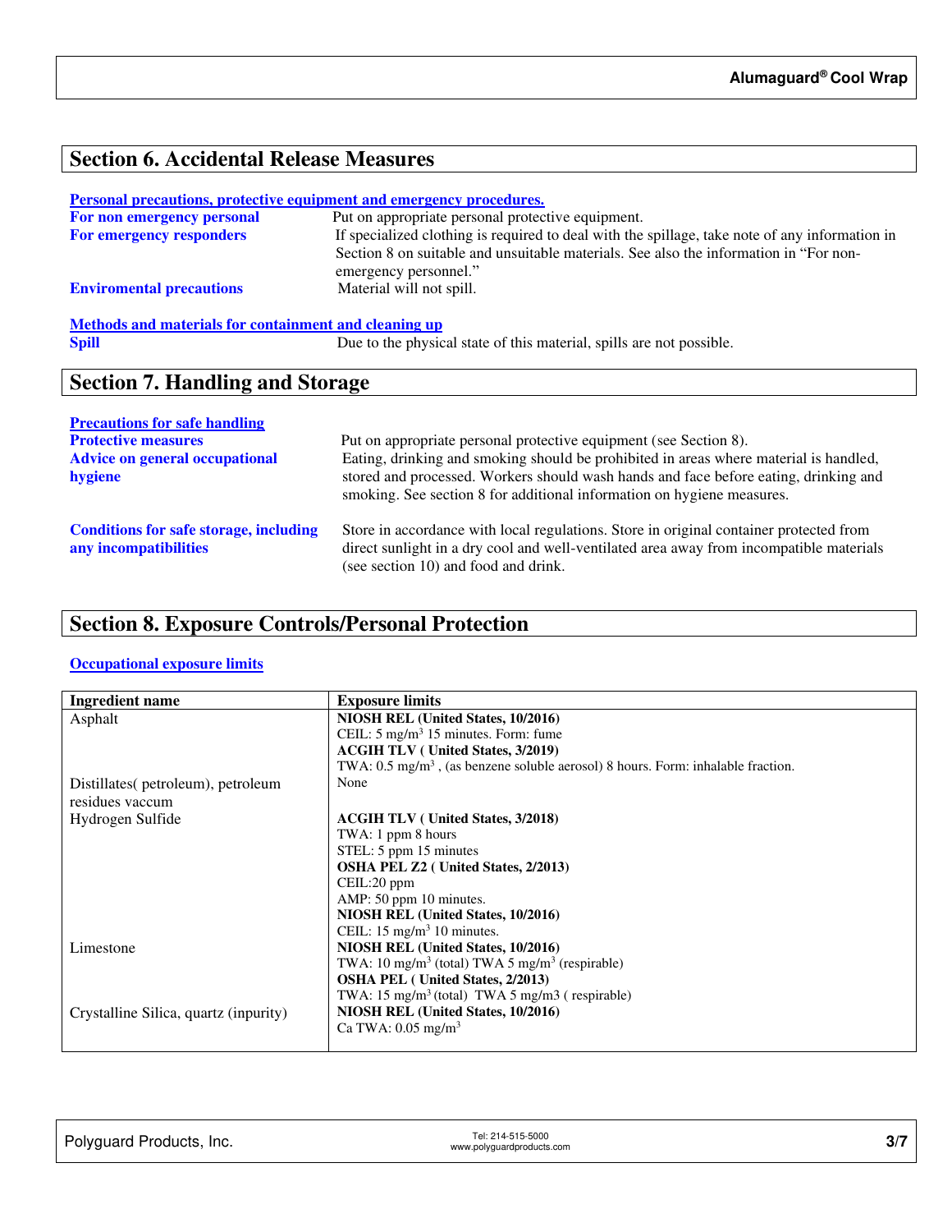## Section 6. Accidental Release Measures

**Personal precautions, protective equipment and emergency procedures.**

| | |
|---|---|
| **For non emergency personal** | Put on appropriate personal protective equipment. |
| **For emergency responders** | If specialized clothing is required to deal with the spillage, take note of any information in Section 8 on suitable and unsuitable materials. See also the information in "For non-emergency personnel." |
| **Enviromental precautions** | Material will not spill. |

**Methods and materials for containment and cleaning up**

| | |
|---|---|
| **Spill** | Due to the physical state of this material, spills are not possible. |

## Section 7. Handling and Storage

**Precautions for safe handling**

| | |
|---|---|
| **Protective measures** | Put on appropriate personal protective equipment (see Section 8). |
| **Advice on general occupational hygiene** | Eating, drinking and smoking should be prohibited in areas where material is handled, stored and processed. Workers should wash hands and face before eating, drinking and smoking. See section 8 for additional information on hygiene measures. |
| **Conditions for safe storage, including any incompatibilities** | Store in accordance with local regulations. Store in original container protected from direct sunlight in a dry cool and well-ventilated area away from incompatible materials (see section 10) and food and drink. |

## Section 8. Exposure Controls/Personal Protection

**Occupational exposure limits**

| Ingredient name | Exposure limits |
|---|---|
| Asphalt | **NIOSH REL (United States, 10/2016)**<br>CEIL: 5 mg/m$^3$ 15 minutes. Form: fume<br>**ACGIH TLV ( United States, 3/2019)**<br>TWA: 0.5 mg/m$^3$ , (as benzene soluble aerosol) 8 hours. Form: inhalable fraction. |
| Distillates( petroleum), petroleum residues vaccum | None |
| Hydrogen Sulfide | **ACGIH TLV ( United States, 3/2018)**<br>TWA: 1 ppm 8 hours<br>STEL: 5 ppm 15 minutes<br>**OSHA PEL Z2 ( United States, 2/2013)**<br>CEIL:20 ppm<br>AMP: 50 ppm 10 minutes.<br>**NIOSH REL (United States, 10/2016)**<br>CEIL: 15 mg/m$^3$ 10 minutes. |
| Limestone | **NIOSH REL (United States, 10/2016)**<br>TWA: 10 mg/m$^3$ (total) TWA 5 mg/m$^3$ (respirable)<br>**OSHA PEL ( United States, 2/2013)**<br>TWA: 15 mg/m$^3$ (total) TWA 5 mg/m3 ( respirable) |
| Crystalline Silica, quartz (inpurity) | **NIOSH REL (United States, 10/2016)**<br>Ca TWA: 0.05 mg/m$^3$ |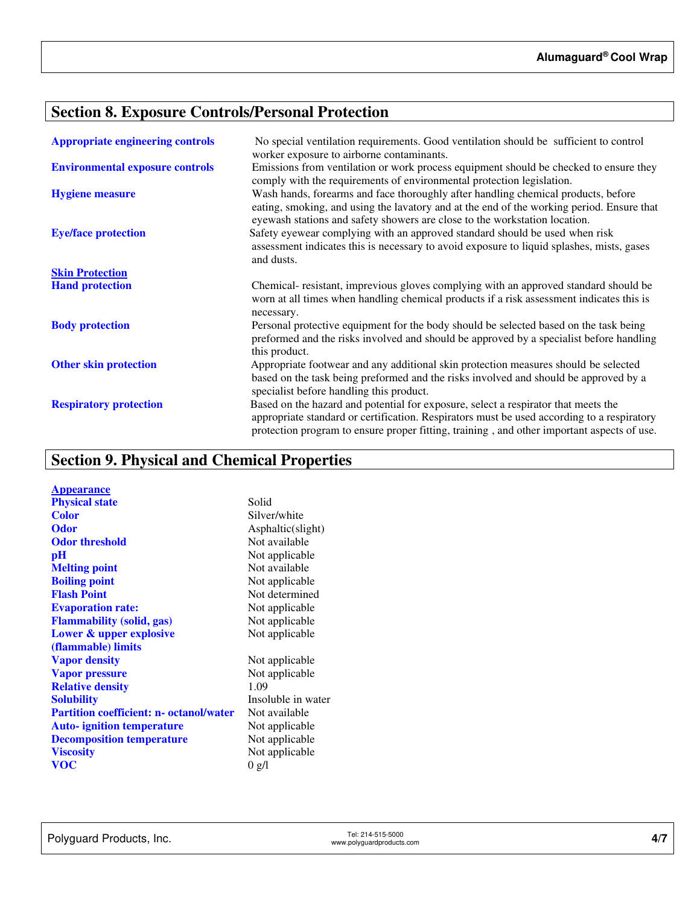## Section 8. Exposure Controls/Personal Protection

| | |
|---|---|
| **Appropriate engineering controls** | No special ventilation requirements. Good ventilation should be sufficient to control worker exposure to airborne contaminants. |
| **Environmental exposure controls** | Emissions from ventilation or work process equipment should be checked to ensure they comply with the requirements of environmental protection legislation. |
| **Hygiene measure** | Wash hands, forearms and face thoroughly after handling chemical products, before eating, smoking, and using the lavatory and at the end of the working period. Ensure that eyewash stations and safety showers are close to the workstation location. |
| **Eye/face protection** | Safety eyewear complying with an approved standard should be used when risk assessment indicates this is necessary to avoid exposure to liquid splashes, mists, gases and dusts. |
| **Skin Protection** | |
| **Hand protection** | Chemical- resistant, impervious gloves complying with an approved standard should be worn at all times when handling chemical products if a risk assessment indicates this is necessary. |
| **Body protection** | Personal protective equipment for the body should be selected based on the task being preformed and the risks involved and should be approved by a specialist before handling this product. |
| **Other skin protection** | Appropriate footwear and any additional skin protection measures should be selected based on the task being preformed and the risks involved and should be approved by a specialist before handling this product. |
| **Respiratory protection** | Based on the hazard and potential for exposure, select a respirator that meets the appropriate standard or certification. Respirators must be used according to a respiratory protection program to ensure proper fitting, training , and other important aspects of use. |

## Section 9. Physical and Chemical Properties

| | |
|---|---|
| **Appearance** | |
| **Physical state** | Solid |
| **Color** | Silver/white |
| **Odor** | Asphaltic(slight) |
| **Odor threshold** | Not available |
| **pH** | Not applicable |
| **Melting point** | Not available |
| **Boiling point** | Not applicable |
| **Flash Point** | Not determined |
| **Evaporation rate:** | Not applicable |
| **Flammability (solid, gas)** | Not applicable |
| **Lower & upper explosive (flammable) limits** | Not applicable |
| **Vapor density** | Not applicable |
| **Vapor pressure** | Not applicable |
| **Relative density** | 1.09 |
| **Solubility** | Insoluble in water |
| **Partition coefficient: n- octanol/water** | Not available |
| **Auto- ignition temperature** | Not applicable |
| **Decomposition temperature** | Not applicable |
| **Viscosity** | Not applicable |
| **VOC** | 0 g/l |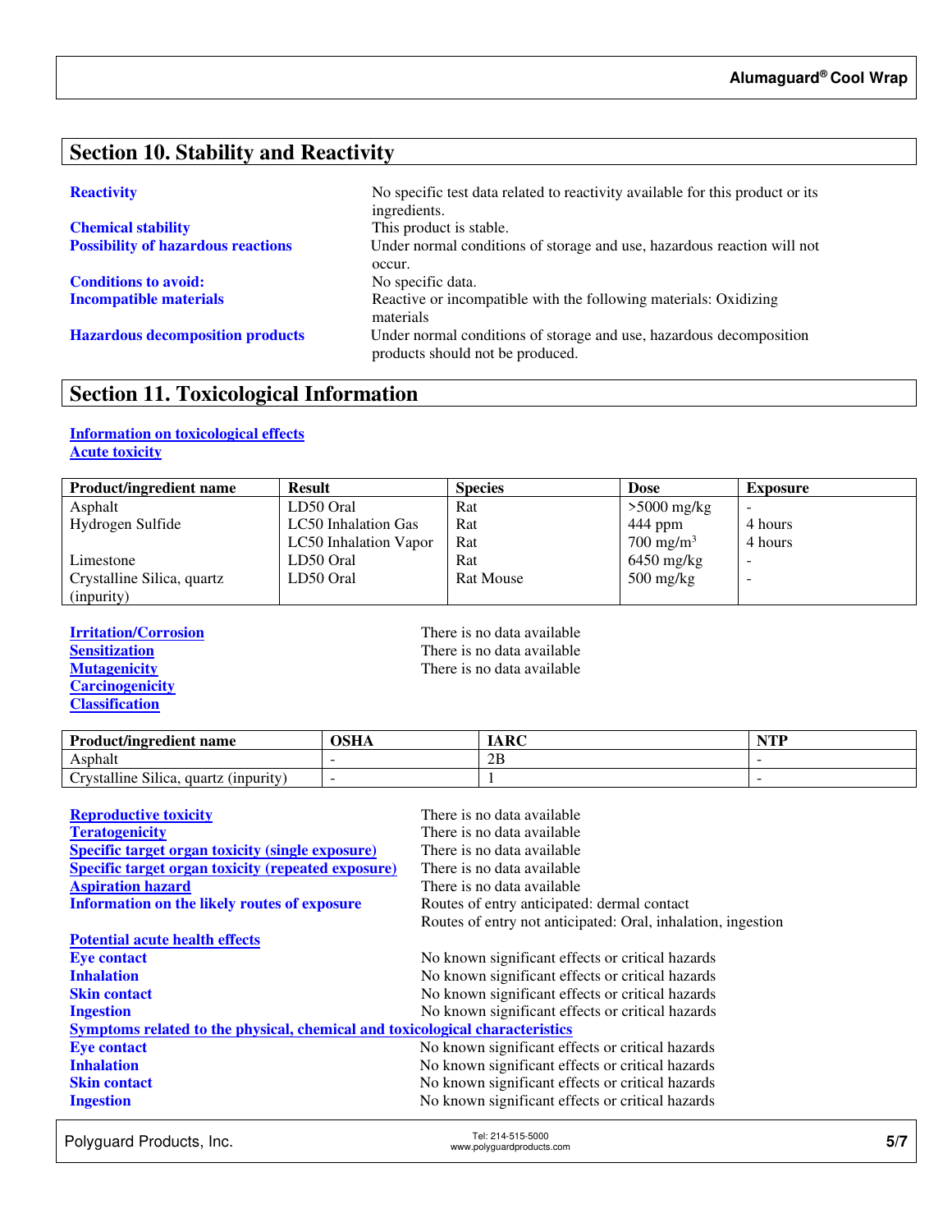## Section 10. Stability and Reactivity

**Reactivity** No specific test data related to reactivity available for this product or its ingredients.

**Chemical stability** This product is stable.

**Possibility of hazardous reactions** Under normal conditions of storage and use, hazardous reaction will not occur.

**Conditions to avoid:** No specific data.

**Incompatible materials** Reactive or incompatible with the following materials: Oxidizing materials

**Hazardous decomposition products** Under normal conditions of storage and use, hazardous decomposition products should not be produced.

## Section 11. Toxicological Information

**Information on toxicological effects**

**Acute toxicity**

| Product/ingredient name | Result | Species | Dose | Exposure |
|---|---|---|---|---|
| Asphalt | LD50 Oral | Rat | >5000 mg/kg | - |
| Hydrogen Sulfide | LC50 Inhalation Gas | Rat | 444 ppm | 4 hours |
| | LC50 Inhalation Vapor | Rat | 700 mg/m$^3$ | 4 hours |
| Limestone | LD50 Oral | Rat | 6450 mg/kg | - |
| Crystalline Silica, quartz (inpurity) | LD50 Oral | Rat Mouse | 500 mg/kg | - |

**Irritation/Corrosion** There is no data available

**Sensitization** There is no data available

**Mutagenicity** There is no data available

**Carcinogenicity**

**Classification**

| Product/ingredient name | OSHA | IARC | NTP |
|---|---|---|---|
| Asphalt | - | 2B | - |
| Crystalline Silica, quartz (inpurity) | - | 1 | - |

**Reproductive toxicity** There is no data available

**Teratogenicity** There is no data available

**Specific target organ toxicity (single exposure)** There is no data available

**Specific target organ toxicity (repeated exposure)** There is no data available

**Aspiration hazard** There is no data available

**Information on the likely routes of exposure** Routes of entry anticipated: dermal contact
Routes of entry not anticipated: Oral, inhalation, ingestion

**Potential acute health effects**

**Eye contact** No known significant effects or critical hazards

**Inhalation** No known significant effects or critical hazards

**Skin contact** No known significant effects or critical hazards

**Ingestion** No known significant effects or critical hazards

**Symptoms related to the physical, chemical and toxicological characteristics**

**Eye contact** No known significant effects or critical hazards

**Inhalation** No known significant effects or critical hazards

**Skin contact** No known significant effects or critical hazards

**Ingestion** No known significant effects or critical hazards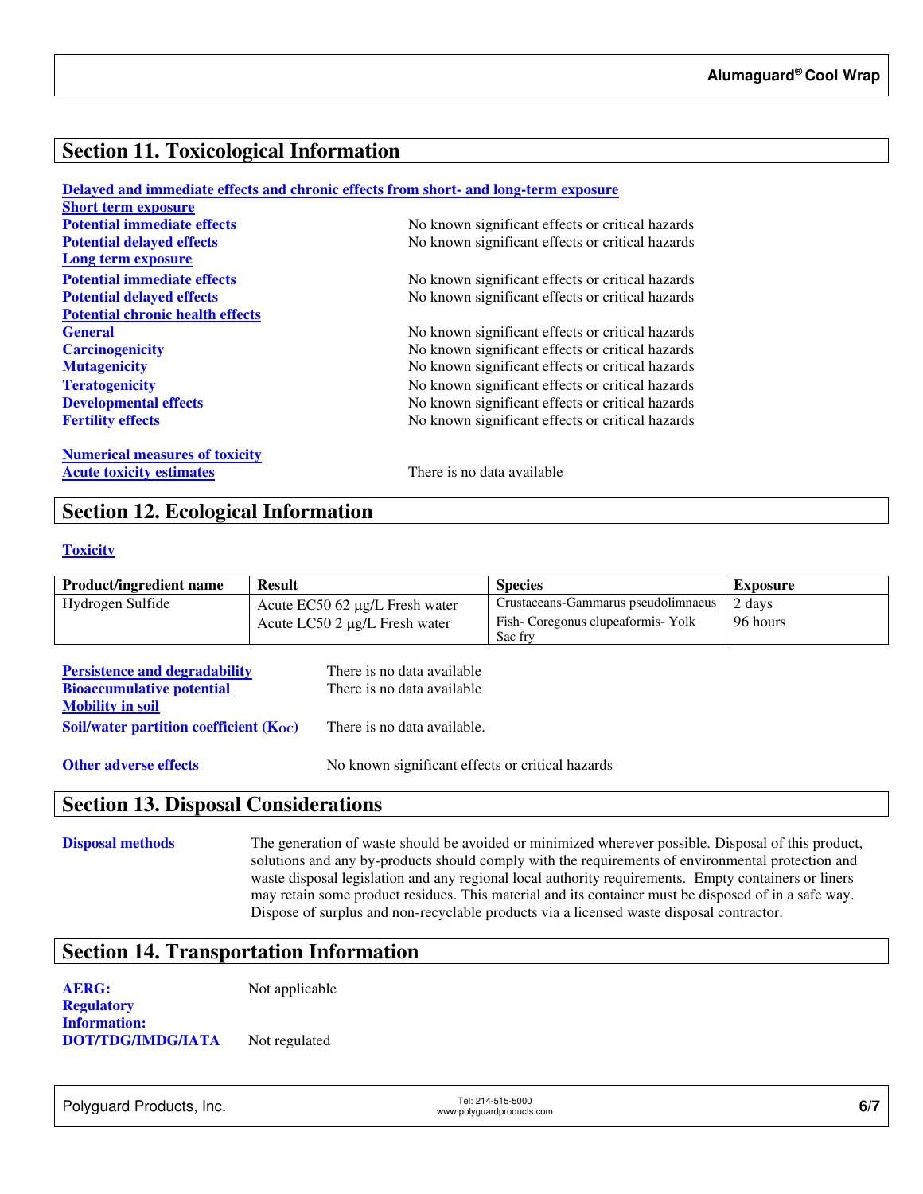## Section 11. Toxicological Information

**Delayed and immediate effects and chronic effects from short- and long-term exposure**

**Short term exposure**

**Potential immediate effects** No known significant effects or critical hazards

**Potential delayed effects** No known significant effects or critical hazards

**Long term exposure**

**Potential immediate effects** No known significant effects or critical hazards

**Potential delayed effects** No known significant effects or critical hazards

**Potential chronic health effects**

**General** No known significant effects or critical hazards

**Carcinogenicity** No known significant effects or critical hazards

**Mutagenicity** No known significant effects or critical hazards

**Teratogenicity** No known significant effects or critical hazards

**Developmental effects** No known significant effects or critical hazards

**Fertility effects** No known significant effects or critical hazards

**Numerical measures of toxicity**

**Acute toxicity estimates** There is no data available

## Section 12. Ecological Information

**Toxicity**

| Product/ingredient name | Result | Species | Exposure |
|---|---|---|---|
| Hydrogen Sulfide | Acute EC50 62 µg/L Fresh water | Crustaceans-Gammarus pseudolimnaeus | 2 days |
| | Acute LC50 2 µg/L Fresh water | Fish- Coregonus clupeaformis- Yolk Sac fry | 96 hours |

**Persistence and degradability** There is no data available

**Bioaccumulative potential** There is no data available

**Mobility in soil**

**Soil/water partition coefficient ($K_{OC}$)** There is no data available.

**Other adverse effects** No known significant effects or critical hazards

## Section 13. Disposal Considerations

**Disposal methods** The generation of waste should be avoided or minimized wherever possible. Disposal of this product, solutions and any by-products should comply with the requirements of environmental protection and waste disposal legislation and any regional local authority requirements. Empty containers or liners may retain some product residues. This material and its container must be disposed of in a safe way. Dispose of surplus and non-recyclable products via a licensed waste disposal contractor.

## Section 14. Transportation Information

**AERG:** Not applicable

**Regulatory Information:**

**DOT/TDG/IMDG/IATA** Not regulated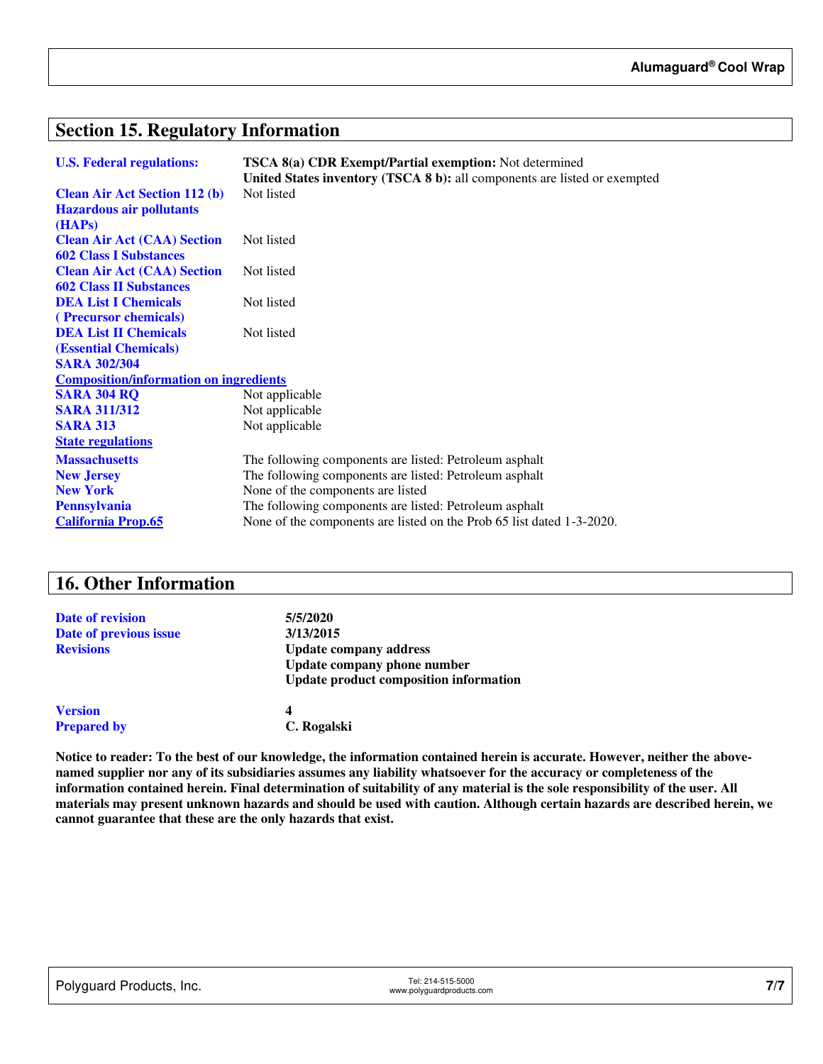## Section 15. Regulatory Information

| | |
|---|---|
| **U.S. Federal regulations:** | **TSCA 8(a) CDR Exempt/Partial exemption:** Not determined<br>**United States inventory (TSCA 8 b):** all components are listed or exempted |
| **Clean Air Act Section 112 (b) Hazardous air pollutants (HAPs)** | Not listed |
| **Clean Air Act (CAA) Section 602 Class I Substances** | Not listed |
| **Clean Air Act (CAA) Section 602 Class II Substances** | Not listed |
| **DEA List I Chemicals ( Precursor chemicals)** | Not listed |
| **DEA List II Chemicals (Essential Chemicals)** | Not listed |

**SARA 302/304**

**Composition/information on ingredients**

| | |
|---|---|
| **SARA 304 RQ** | Not applicable |
| **SARA 311/312** | Not applicable |
| **SARA 313** | Not applicable |

**State regulations**

| | |
|---|---|
| **Massachusetts** | The following components are listed: Petroleum asphalt |
| **New Jersey** | The following components are listed: Petroleum asphalt |
| **New York** | None of the components are listed |
| **Pennsylvania** | The following components are listed: Petroleum asphalt |
| **California Prop.65** | None of the components are listed on the Prob 65 list dated 1-3-2020. |

## 16. Other Information

| | |
|---|---|
| **Date of revision** | **5/5/2020** |
| **Date of previous issue** | **3/13/2015** |
| **Revisions** | **Update company address**<br>**Update company phone number**<br>**Update product composition information** |
| **Version** | **4** |
| **Prepared by** | **C. Rogalski** |

**Notice to reader: To the best of our knowledge, the information contained herein is accurate. However, neither the above-named supplier nor any of its subsidiaries assumes any liability whatsoever for the accuracy or completeness of the information contained herein. Final determination of suitability of any material is the sole responsibility of the user. All materials may present unknown hazards and should be used with caution. Although certain hazards are described herein, we cannot guarantee that these are the only hazards that exist.**